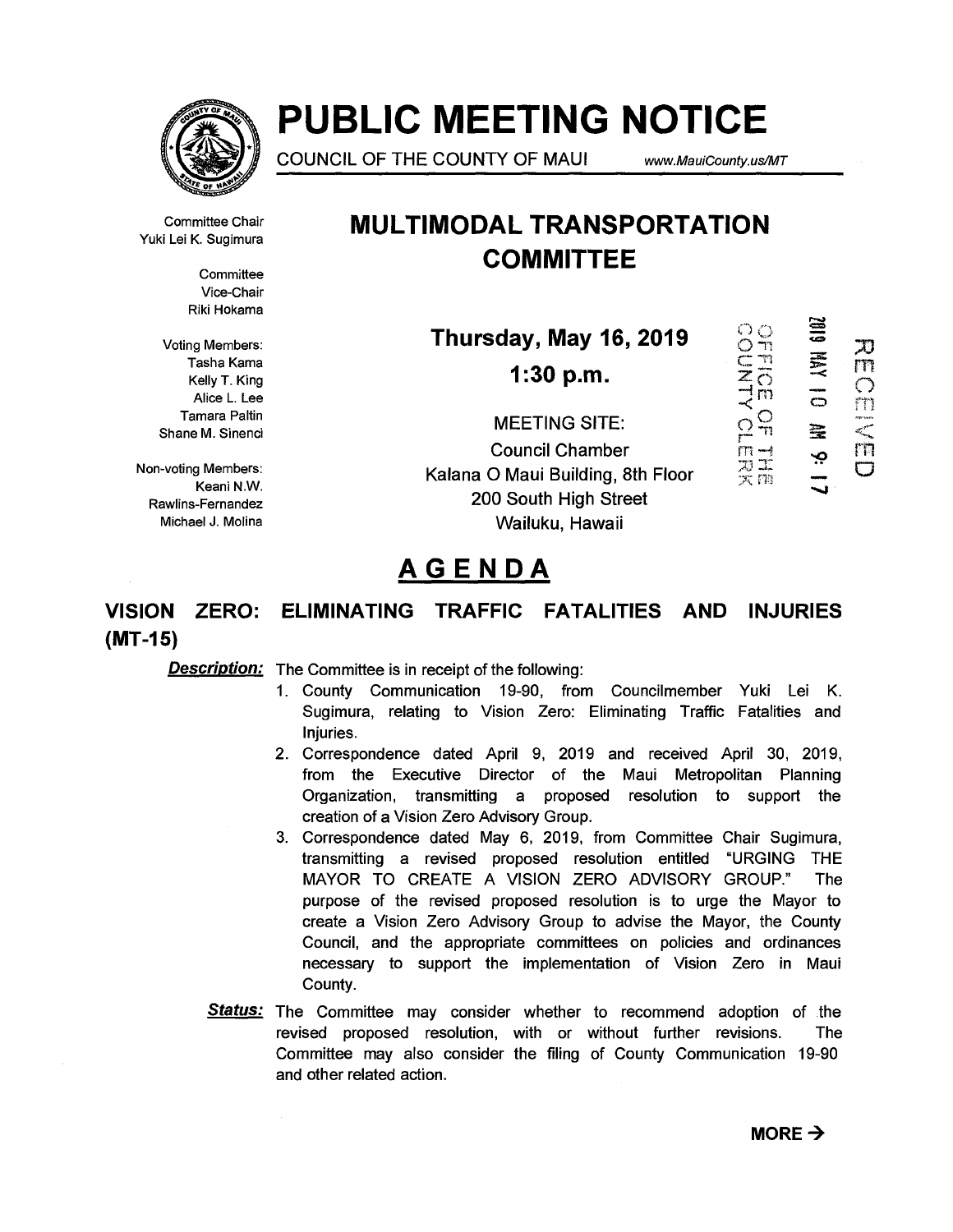# PUBLIC MEETING NOTICE

COUNCIL OF THE COUNTY OF MAUI www.MauiCounty.us/MT

Committee Chair
Yuki Lei K. Sugimura

Committee
Vice-Chair
Riki Hokama

Voting Members:
Tasha Kama
Kelly T. King
Alice L. Lee
Tamara Paltin
Shane M. Sinenci

Non-voting Members:
Keani N.W. Rawlins-Fernandez
Michael J. Molina

## MULTIMODAL TRANSPORTATION COMMITTEE

**Thursday, May 16, 2019**

**1:30 p.m.**

MEETING SITE:
Council Chamber
Kalana O Maui Building, 8th Floor
200 South High Street
Wailuku, Hawaii

OFFICE OF THE COUNTY CLERK

2019 MAY 10 AM 9:17

RECEIVED

## AGENDA

### VISION ZERO: ELIMINATING TRAFFIC FATALITIES AND INJURIES (MT-15)

***Description:*** The Committee is in receipt of the following:

1. County Communication 19-90, from Councilmember Yuki Lei K. Sugimura, relating to Vision Zero: Eliminating Traffic Fatalities and Injuries.
2. Correspondence dated April 9, 2019 and received April 30, 2019, from the Executive Director of the Maui Metropolitan Planning Organization, transmitting a proposed resolution to support the creation of a Vision Zero Advisory Group.
3. Correspondence dated May 6, 2019, from Committee Chair Sugimura, transmitting a revised proposed resolution entitled "URGING THE MAYOR TO CREATE A VISION ZERO ADVISORY GROUP." The purpose of the revised proposed resolution is to urge the Mayor to create a Vision Zero Advisory Group to advise the Mayor, the County Council, and the appropriate committees on policies and ordinances necessary to support the implementation of Vision Zero in Maui County.

***Status:*** The Committee may consider whether to recommend adoption of the revised proposed resolution, with or without further revisions. The Committee may also consider the filing of County Communication 19-90 and other related action.

**MORE →**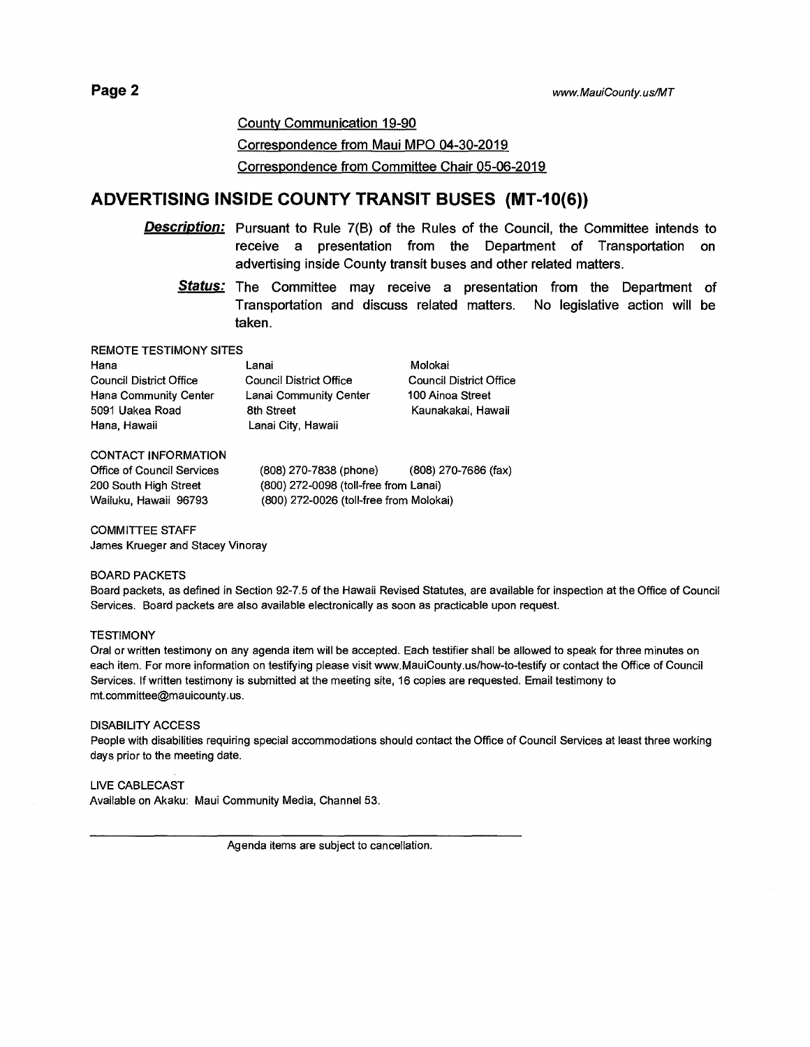County Communication 19-90

Correspondence from Maui MPO 04-30-2019

Correspondence from Committee Chair 05-06-2019

## ADVERTISING INSIDE COUNTY TRANSIT BUSES (MT-10(6))

***Description:*** Pursuant to Rule 7(B) of the Rules of the Council, the Committee intends to receive a presentation from the Department of Transportation on advertising inside County transit buses and other related matters.

***Status:*** The Committee may receive a presentation from the Department of Transportation and discuss related matters. No legislative action will be taken.

REMOTE TESTIMONY SITES

| | | |
|---|---|---|
| Hana | Lanai | Molokai |
| Council District Office | Council District Office | Council District Office |
| Hana Community Center | Lanai Community Center | 100 Ainoa Street |
| 5091 Uakea Road | 8th Street | Kaunakakai, Hawaii |
| Hana, Hawaii | Lanai City, Hawaii | |

CONTACT INFORMATION

| | | |
|---|---|---|
| Office of Council Services | (808) 270-7838 (phone) | (808) 270-7686 (fax) |
| 200 South High Street | (800) 272-0098 (toll-free from Lanai) | |
| Wailuku, Hawaii 96793 | (800) 272-0026 (toll-free from Molokai) | |

COMMITTEE STAFF

James Krueger and Stacey Vinoray

BOARD PACKETS

Board packets, as defined in Section 92-7.5 of the Hawaii Revised Statutes, are available for inspection at the Office of Council Services. Board packets are also available electronically as soon as practicable upon request.

TESTIMONY

Oral or written testimony on any agenda item will be accepted. Each testifier shall be allowed to speak for three minutes on each item. For more information on testifying please visit www.MauiCounty.us/how-to-testify or contact the Office of Council Services. If written testimony is submitted at the meeting site, 16 copies are requested. Email testimony to mt.committee@mauicounty.us.

DISABILITY ACCESS

People with disabilities requiring special accommodations should contact the Office of Council Services at least three working days prior to the meeting date.

LIVE CABLECAST

Available on Akaku: Maui Community Media, Channel 53.

---

Agenda items are subject to cancellation.